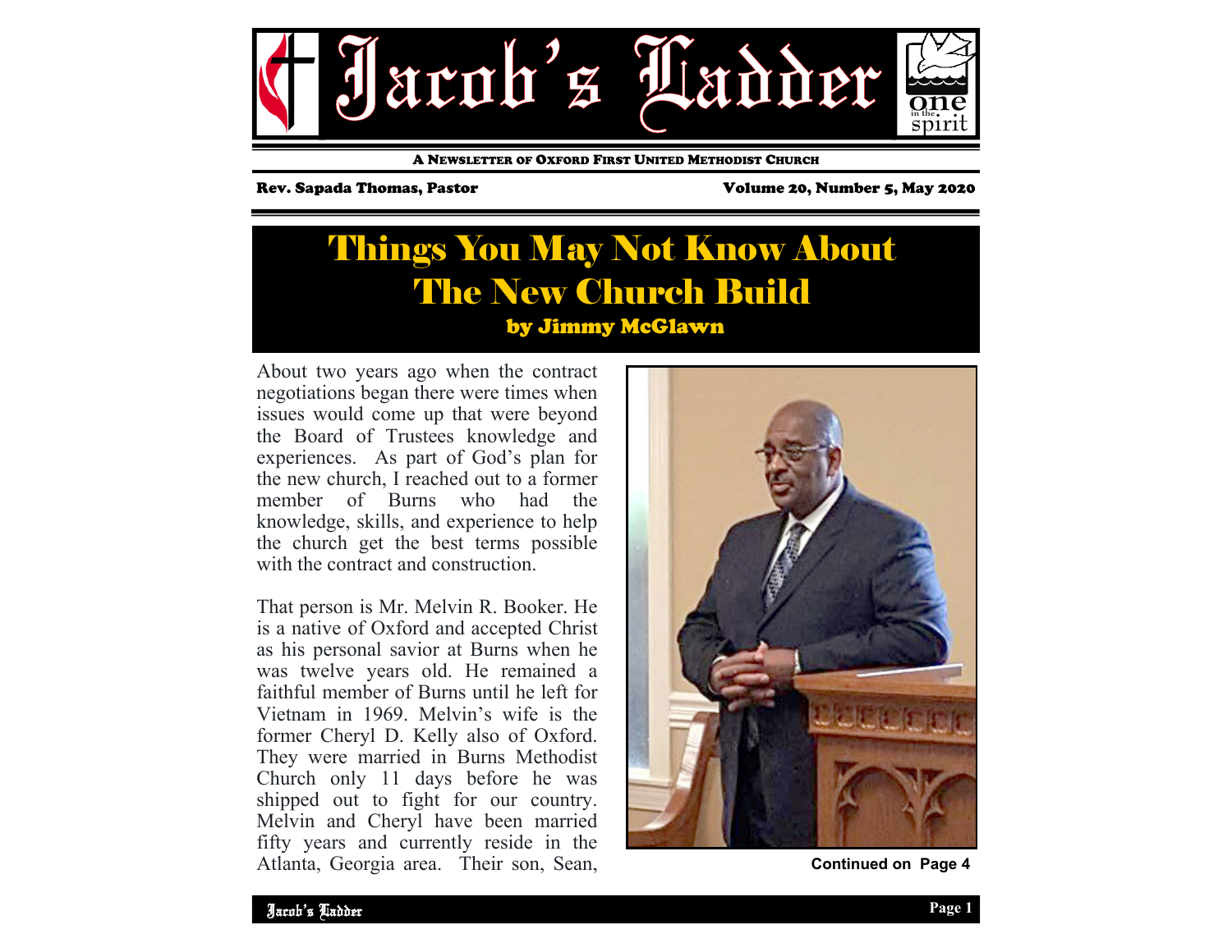# Jacob's Ladder

A Newsletter of Oxford First United Methodist Church

Rev. Sapada Thomas, Pastor

Volume 20, Number 5, May 2020

## Things You May Not Know About The New Church Build

**by Jimmy McGlawn**

About two years ago when the contract negotiations began there were times when issues would come up that were beyond the Board of Trustees knowledge and experiences. As part of God's plan for the new church, I reached out to a former member of Burns who had the knowledge, skills, and experience to help the church get the best terms possible with the contract and construction.

That person is Mr. Melvin R. Booker. He is a native of Oxford and accepted Christ as his personal savior at Burns when he was twelve years old. He remained a faithful member of Burns until he left for Vietnam in 1969. Melvin's wife is the former Cheryl D. Kelly also of Oxford. They were married in Burns Methodist Church only 11 days before he was shipped out to fight for our country. Melvin and Cheryl have been married fifty years and currently reside in the Atlanta, Georgia area. Their son, Sean,

**Continued on Page 4**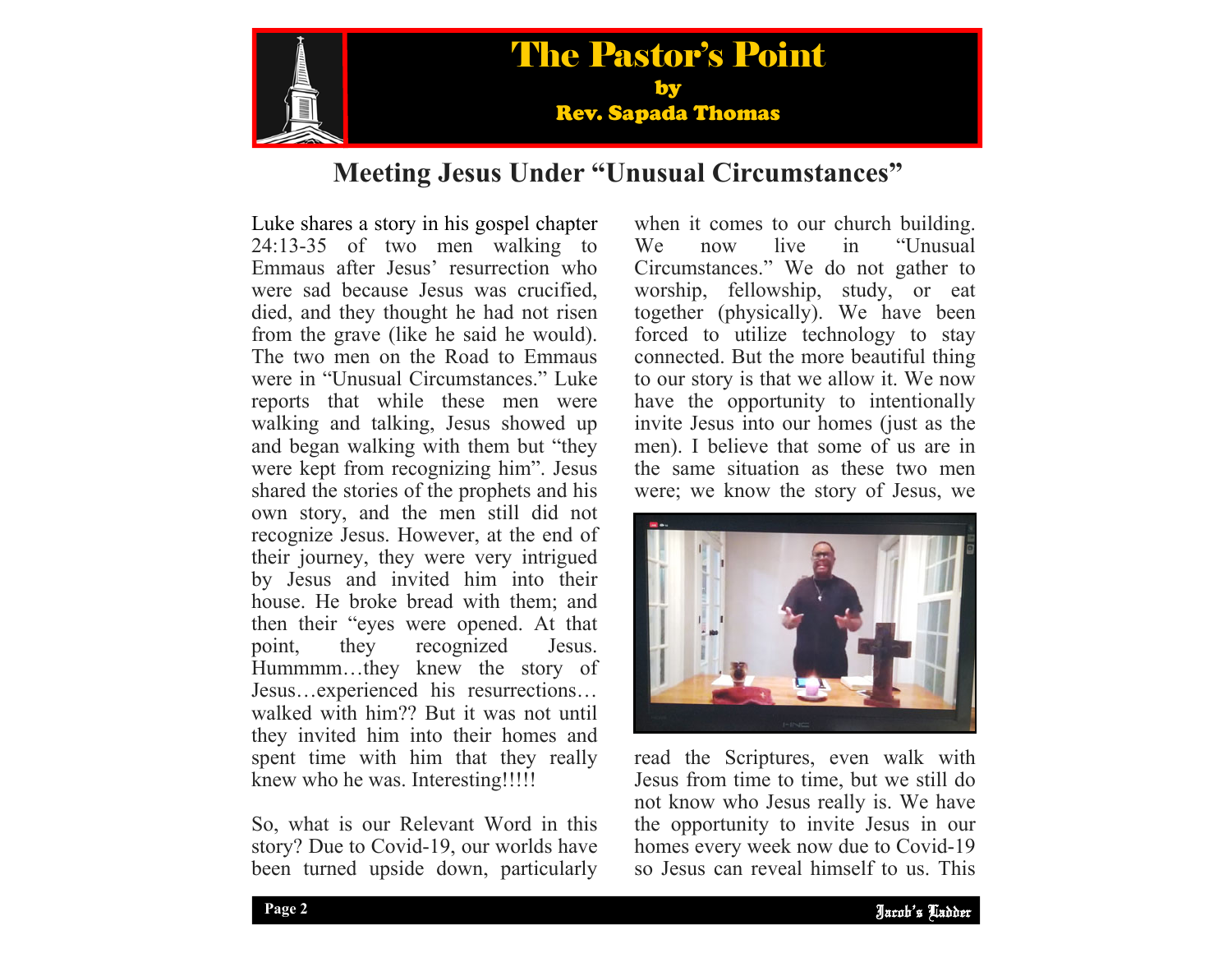# The Pastor's Point

**by**

**Rev. Sapada Thomas**

## Meeting Jesus Under "Unusual Circumstances"

Luke shares a story in his gospel chapter 24:13-35 of two men walking to Emmaus after Jesus' resurrection who were sad because Jesus was crucified, died, and they thought he had not risen from the grave (like he said he would). The two men on the Road to Emmaus were in "Unusual Circumstances." Luke reports that while these men were walking and talking, Jesus showed up and began walking with them but "they were kept from recognizing him". Jesus shared the stories of the prophets and his own story, and the men still did not recognize Jesus. However, at the end of their journey, they were very intrigued by Jesus and invited him into their house. He broke bread with them; and then their "eyes were opened. At that point, they recognized Jesus. Hummmm…they knew the story of Jesus…experienced his resurrections…walked with him?? But it was not until they invited him into their homes and spent time with him that they really knew who he was. Interesting!!!!!

So, what is our Relevant Word in this story? Due to Covid-19, our worlds have been turned upside down, particularly when it comes to our church building. We now live in "Unusual Circumstances." We do not gather to worship, fellowship, study, or eat together (physically). We have been forced to utilize technology to stay connected. But the more beautiful thing to our story is that we allow it. We now have the opportunity to intentionally invite Jesus into our homes (just as the men). I believe that some of us are in the same situation as these two men were; we know the story of Jesus, we read the Scriptures, even walk with Jesus from time to time, but we still do not know who Jesus really is. We have the opportunity to invite Jesus in our homes every week now due to Covid-19 so Jesus can reveal himself to us. This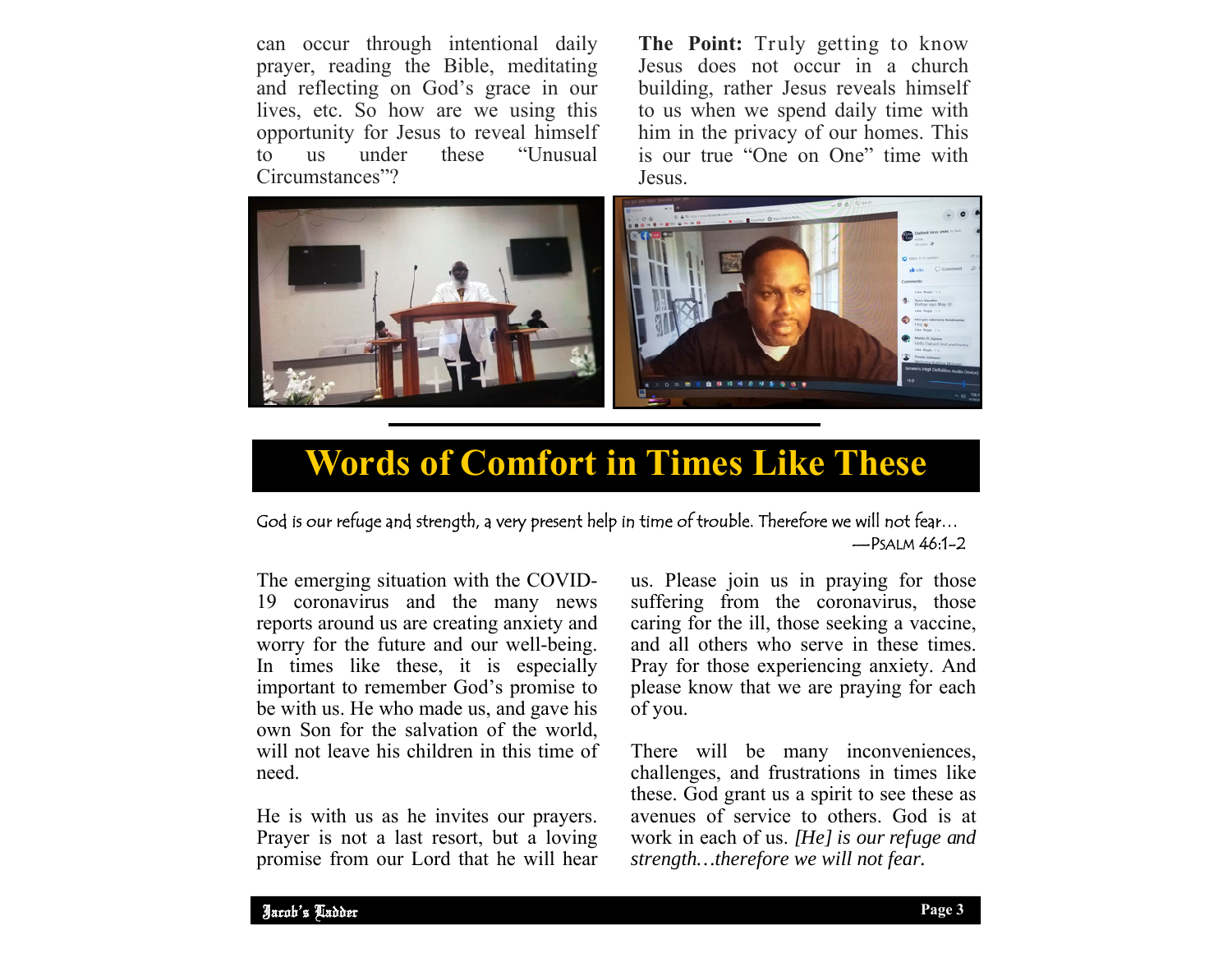can occur through intentional daily prayer, reading the Bible, meditating and reflecting on God's grace in our lives, etc. So how are we using this opportunity for Jesus to reveal himself to us under these "Unusual Circumstances"?

**The Point:** Truly getting to know Jesus does not occur in a church building, rather Jesus reveals himself to us when we spend daily time with him in the privacy of our homes. This is our true "One on One" time with Jesus.

# Words of Comfort in Times Like These

God is our refuge and strength, a very present help in time of trouble. Therefore we will not fear…
—Psalm 46:1-2

The emerging situation with the COVID-19 coronavirus and the many news reports around us are creating anxiety and worry for the future and our well-being. In times like these, it is especially important to remember God's promise to be with us. He who made us, and gave his own Son for the salvation of the world, will not leave his children in this time of need.

He is with us as he invites our prayers. Prayer is not a last resort, but a loving promise from our Lord that he will hear us. Please join us in praying for those suffering from the coronavirus, those caring for the ill, those seeking a vaccine, and all others who serve in these times. Pray for those experiencing anxiety. And please know that we are praying for each of you.

There will be many inconveniences, challenges, and frustrations in times like these. God grant us a spirit to see these as avenues of service to others. God is at work in each of us. *[He] is our refuge and strength…therefore we will not fear.*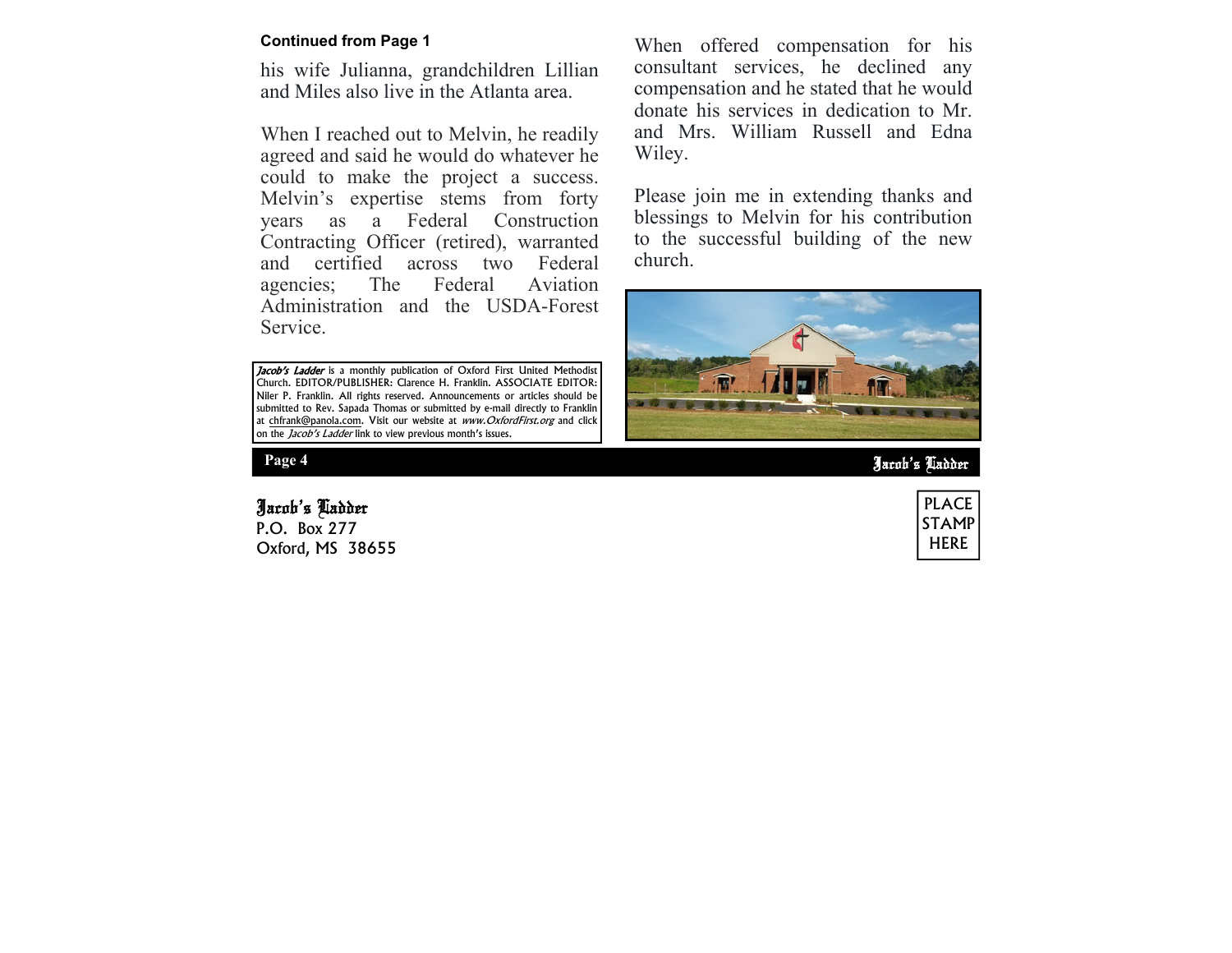**Continued from Page 1**

his wife Julianna, grandchildren Lillian and Miles also live in the Atlanta area.

When I reached out to Melvin, he readily agreed and said he would do whatever he could to make the project a success. Melvin's expertise stems from forty years as a Federal Construction Contracting Officer (retired), warranted and certified across two Federal agencies; The Federal Aviation Administration and the USDA-Forest Service.

When offered compensation for his consultant services, he declined any compensation and he stated that he would donate his services in dedication to Mr. and Mrs. William Russell and Edna Wiley.

Please join me in extending thanks and blessings to Melvin for his contribution to the successful building of the new church.

*Jacob's Ladder* is a monthly publication of Oxford First United Methodist Church. EDITOR/PUBLISHER: Clarence H. Franklin. ASSOCIATE EDITOR: Niler P. Franklin. All rights reserved. Announcements or articles should be submitted to Rev. Sapada Thomas or submitted by e-mail directly to Franklin at chfrank@panola.com. Visit our website at *www.OxfordFirst.org* and click on the *Jacob's Ladder* link to view previous month's issues.

Jacob's Ladder
P.O. Box 277
Oxford, MS 38655

PLACE STAMP HERE